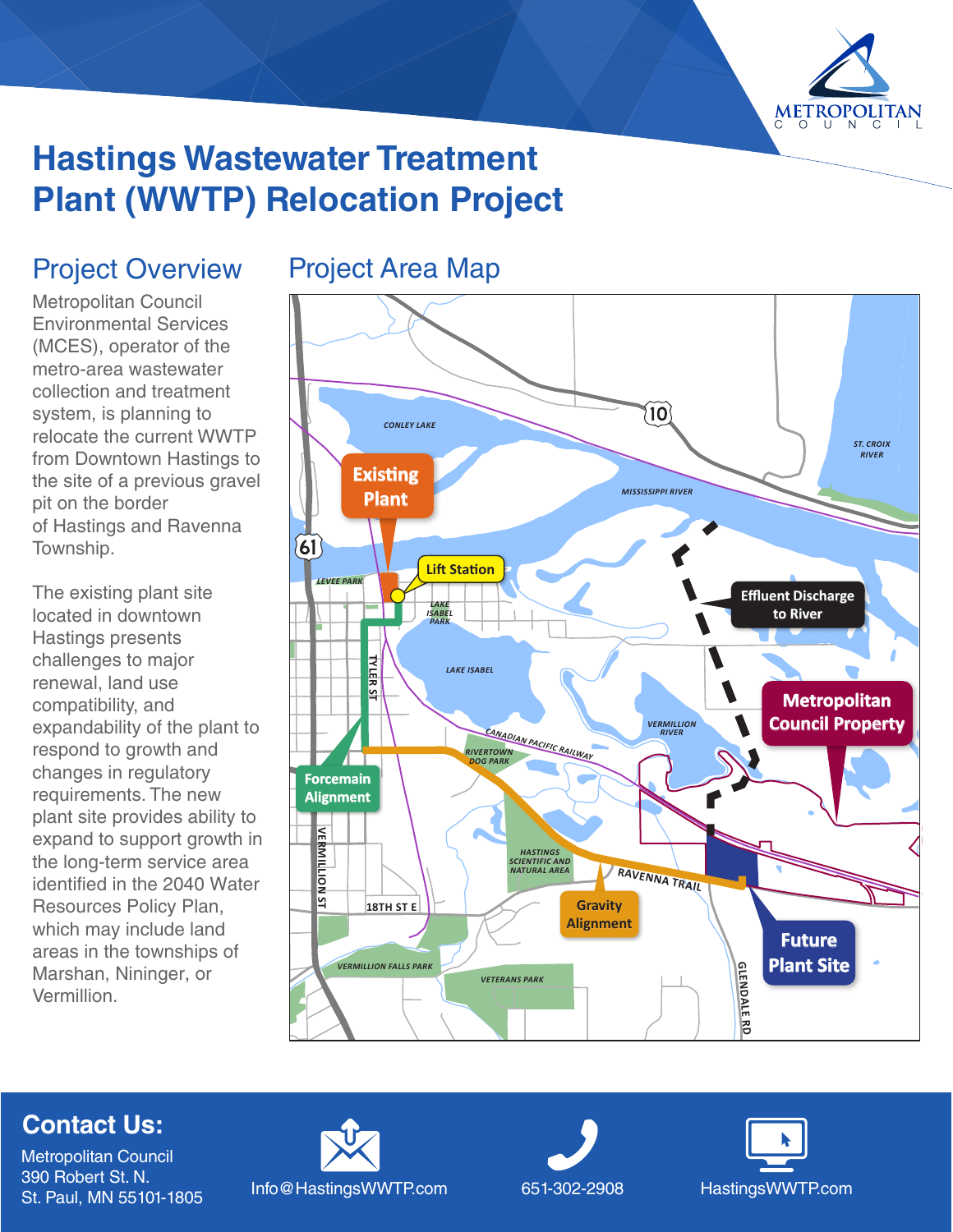# Hastings Wastewater Treatment Plant (WWTP) Relocation Project

## Project Overview

Metropolitan Council Environmental Services (MCES), operator of the metro-area wastewater collection and treatment system, is planning to relocate the current WWTP from Downtown Hastings to the site of a previous gravel pit on the border of Hastings and Ravenna Township.

The existing plant site located in downtown Hastings presents challenges to major renewal, land use compatibility, and expandability of the plant to respond to growth and changes in regulatory requirements. The new plant site provides ability to expand to support growth in the long-term service area identified in the 2040 Water Resources Policy Plan, which may include land areas in the townships of Marshan, Nininger, or Vermillion.

## Project Area Map

Existing Plant

Lift Station

Effluent Discharge to River

Metropolitan Council Property

Forcemain Alignment

Gravity Alignment

Future Plant Site

CONLEY LAKE · MISSISSIPPI RIVER · ST. CROIX RIVER · LEVEE PARK · LAKE ISABEL PARK · LAKE ISABEL · VERMILLION RIVER · CANADIAN PACIFIC RAILWAY · RIVERTOWN DOG PARK · HASTINGS SCIENTIFIC AND NATURAL AREA · RAVENNA TRAIL · TYLER ST · VERMILLION ST · 18TH ST E · VERMILLION FALLS PARK · VETERANS PARK · GLENDALE RD · 10 · 61

## Contact Us:

Metropolitan Council
390 Robert St. N.
St. Paul, MN 55101-1805

Info@HastingsWWTP.com

651-302-2908

HastingsWWTP.com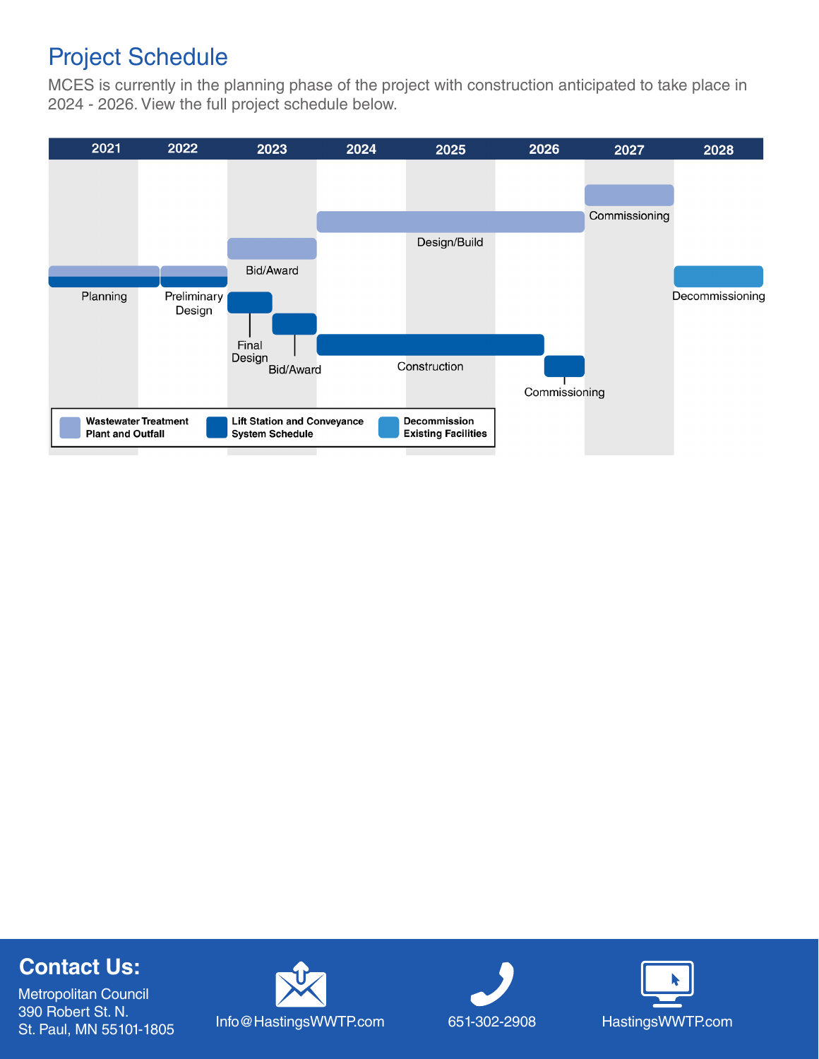## Project Schedule

MCES is currently in the planning phase of the project with construction anticipated to take place in 2024 - 2026. View the full project schedule below.

2021 2022 2023 2024 2025 2026 2027 2028

Commissioning

Design/Build

Bid/Award

Planning

Preliminary Design

Decommissioning

Final Design

Bid/Award

Construction

Commissioning

Wastewater Treatment Plant and Outfall

Lift Station and Conveyance System Schedule

Decommission Existing Facilities

**Contact Us:**

Metropolitan Council
390 Robert St. N.
St. Paul, MN 55101-1805

Info@HastingsWWTP.com

651-302-2908

HastingsWWTP.com